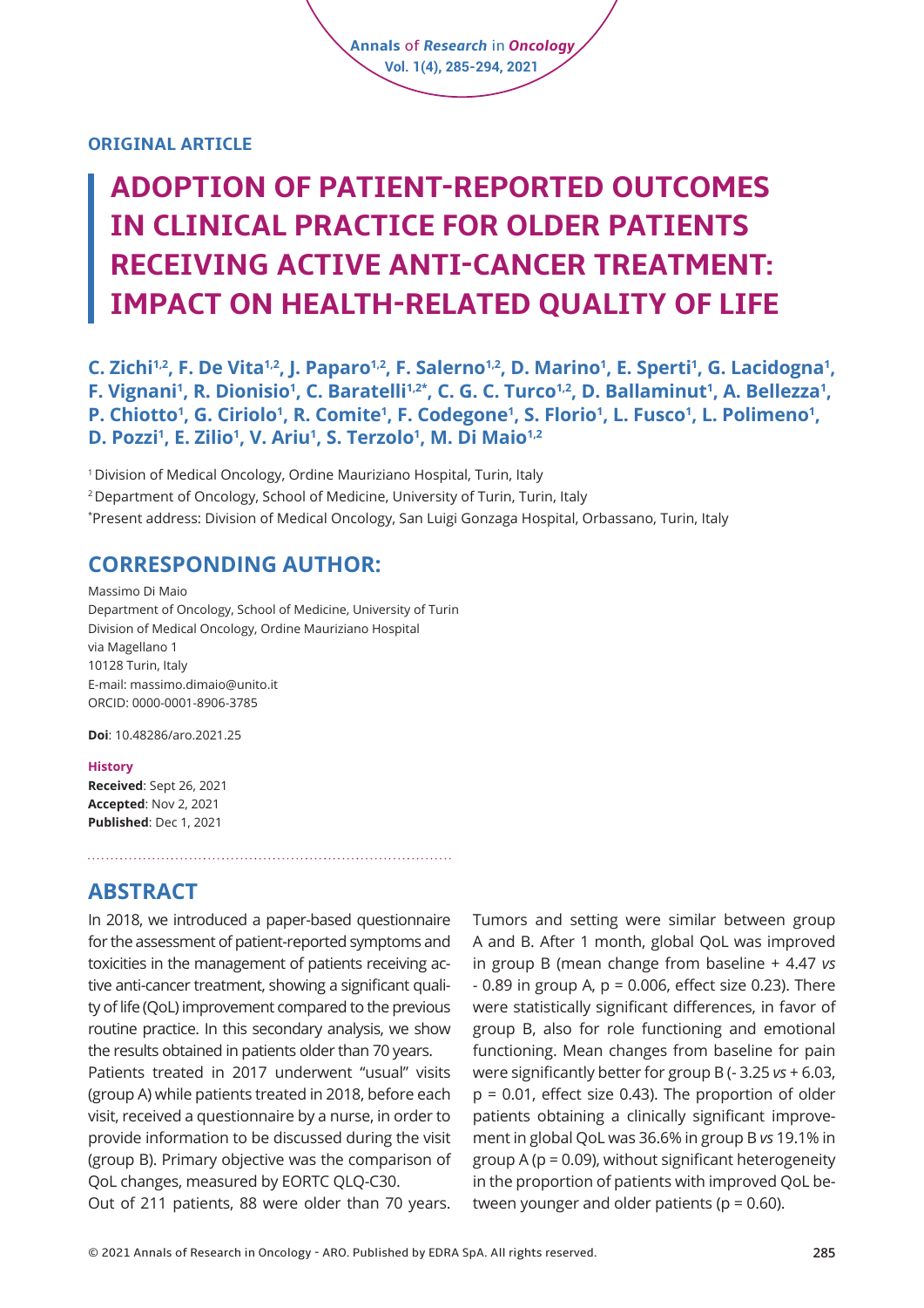ORIGINAL ARTICLE

# ADOPTION OF PATIENT-REPORTED OUTCOMES IN CLINICAL PRACTICE FOR OLDER PATIENTS RECEIVING ACTIVE ANTI-CANCER TREATMENT: IMPACT ON HEALTH-RELATED QUALITY OF LIFE

**C. Zichi[1,2], F. De Vita[1,2], J. Paparo[1,2], F. Salerno[1,2], D. Marino[1], E. Sperti[1], G. Lacidogna[1], F. Vignani[1], R. Dionisio[1], C. Baratelli[1,2*], C. G. C. Turco[1,2], D. Ballaminut[1], A. Bellezza[1], P. Chiotto[1], G. Ciriolo[1], R. Comite[1], F. Codegone[1], S. Florio[1], L. Fusco[1], L. Polimeno[1], D. Pozzi[1], E. Zilio[1], V. Ariu[1], S. Terzolo[1], M. Di Maio[1,2]**

[1] Division of Medical Oncology, Ordine Mauriziano Hospital, Turin, Italy

[2] Department of Oncology, School of Medicine, University of Turin, Turin, Italy

[*] Present address: Division of Medical Oncology, San Luigi Gonzaga Hospital, Orbassano, Turin, Italy

## CORRESPONDING AUTHOR:

Massimo Di Maio
Department of Oncology, School of Medicine, University of Turin
Division of Medical Oncology, Ordine Mauriziano Hospital
via Magellano 1
10128 Turin, Italy
E-mail: massimo.dimaio@unito.it
ORCID: 0000-0001-8906-3785

**Doi**: 10.48286/aro.2021.25

**History**
**Received**: Sept 26, 2021
**Accepted**: Nov 2, 2021
**Published**: Dec 1, 2021

## ABSTRACT

In 2018, we introduced a paper-based questionnaire for the assessment of patient-reported symptoms and toxicities in the management of patients receiving active anti-cancer treatment, showing a significant quality of life (QoL) improvement compared to the previous routine practice. In this secondary analysis, we show the results obtained in patients older than 70 years.

Patients treated in 2017 underwent "usual" visits (group A) while patients treated in 2018, before each visit, received a questionnaire by a nurse, in order to provide information to be discussed during the visit (group B). Primary objective was the comparison of QoL changes, measured by EORTC QLQ-C30.

Out of 211 patients, 88 were older than 70 years. Tumors and setting were similar between group A and B. After 1 month, global QoL was improved in group B (mean change from baseline + 4.47 *vs* - 0.89 in group A, p = 0.006, effect size 0.23). There were statistically significant differences, in favor of group B, also for role functioning and emotional functioning. Mean changes from baseline for pain were significantly better for group B (- 3.25 *vs* + 6.03, p = 0.01, effect size 0.43). The proportion of older patients obtaining a clinically significant improvement in global QoL was 36.6% in group B *vs* 19.1% in group A (p = 0.09), without significant heterogeneity in the proportion of patients with improved QoL between younger and older patients (p = 0.60).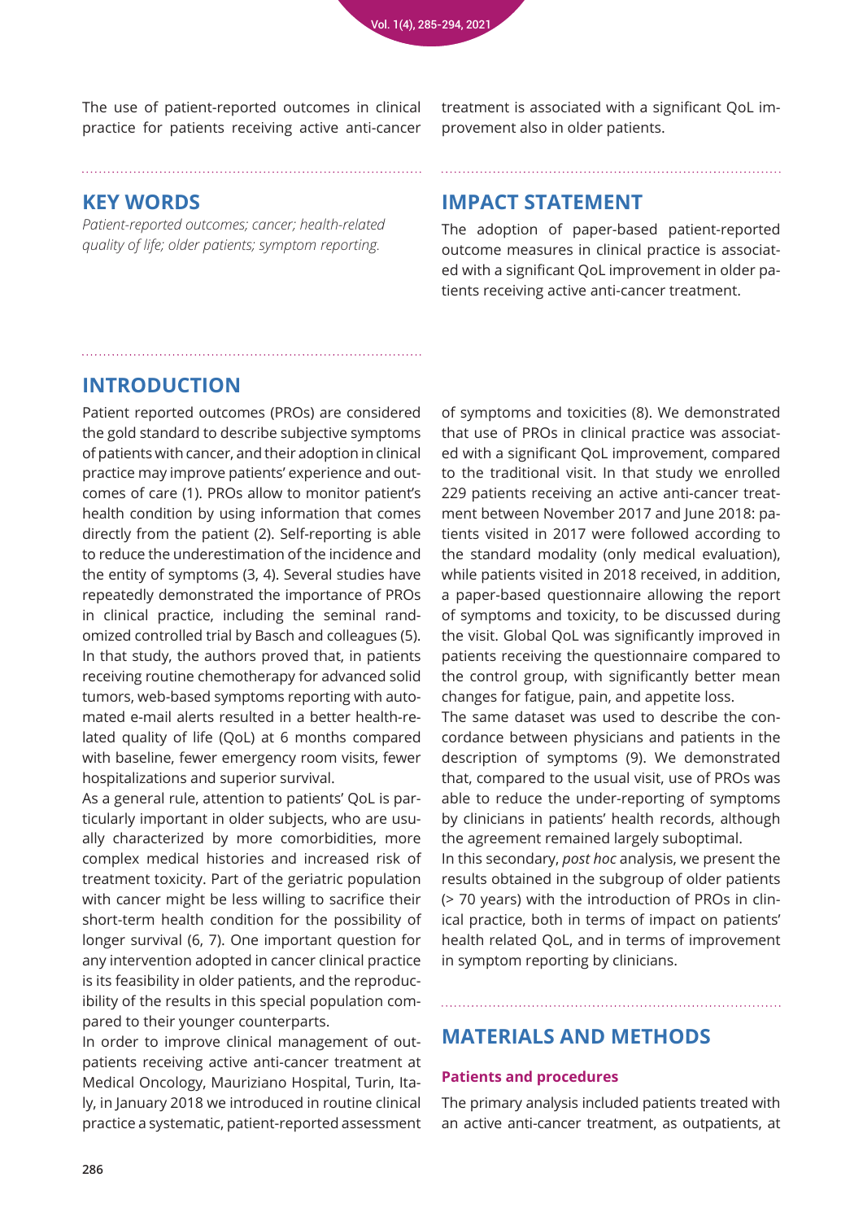The use of patient-reported outcomes in clinical practice for patients receiving active anti-cancer treatment is associated with a significant QoL improvement also in older patients.

## KEY WORDS

*Patient-reported outcomes; cancer; health-related quality of life; older patients; symptom reporting.*

## IMPACT STATEMENT

The adoption of paper-based patient-reported outcome measures in clinical practice is associated with a significant QoL improvement in older patients receiving active anti-cancer treatment.

## INTRODUCTION

Patient reported outcomes (PROs) are considered the gold standard to describe subjective symptoms of patients with cancer, and their adoption in clinical practice may improve patients' experience and outcomes of care (1). PROs allow to monitor patient's health condition by using information that comes directly from the patient (2). Self-reporting is able to reduce the underestimation of the incidence and the entity of symptoms (3, 4). Several studies have repeatedly demonstrated the importance of PROs in clinical practice, including the seminal randomized controlled trial by Basch and colleagues (5). In that study, the authors proved that, in patients receiving routine chemotherapy for advanced solid tumors, web-based symptoms reporting with automated e-mail alerts resulted in a better health-related quality of life (QoL) at 6 months compared with baseline, fewer emergency room visits, fewer hospitalizations and superior survival.

As a general rule, attention to patients' QoL is particularly important in older subjects, who are usually characterized by more comorbidities, more complex medical histories and increased risk of treatment toxicity. Part of the geriatric population with cancer might be less willing to sacrifice their short-term health condition for the possibility of longer survival (6, 7). One important question for any intervention adopted in cancer clinical practice is its feasibility in older patients, and the reproducibility of the results in this special population compared to their younger counterparts.

In order to improve clinical management of outpatients receiving active anti-cancer treatment at Medical Oncology, Mauriziano Hospital, Turin, Italy, in January 2018 we introduced in routine clinical practice a systematic, patient-reported assessment of symptoms and toxicities (8). We demonstrated that use of PROs in clinical practice was associated with a significant QoL improvement, compared to the traditional visit. In that study we enrolled 229 patients receiving an active anti-cancer treatment between November 2017 and June 2018: patients visited in 2017 were followed according to the standard modality (only medical evaluation), while patients visited in 2018 received, in addition, a paper-based questionnaire allowing the report of symptoms and toxicity, to be discussed during the visit. Global QoL was significantly improved in patients receiving the questionnaire compared to the control group, with significantly better mean changes for fatigue, pain, and appetite loss.

The same dataset was used to describe the concordance between physicians and patients in the description of symptoms (9). We demonstrated that, compared to the usual visit, use of PROs was able to reduce the under-reporting of symptoms by clinicians in patients' health records, although the agreement remained largely suboptimal.

In this secondary, *post hoc* analysis, we present the results obtained in the subgroup of older patients (> 70 years) with the introduction of PROs in clinical practice, both in terms of impact on patients' health related QoL, and in terms of improvement in symptom reporting by clinicians.

## MATERIALS AND METHODS

### Patients and procedures

The primary analysis included patients treated with an active anti-cancer treatment, as outpatients, at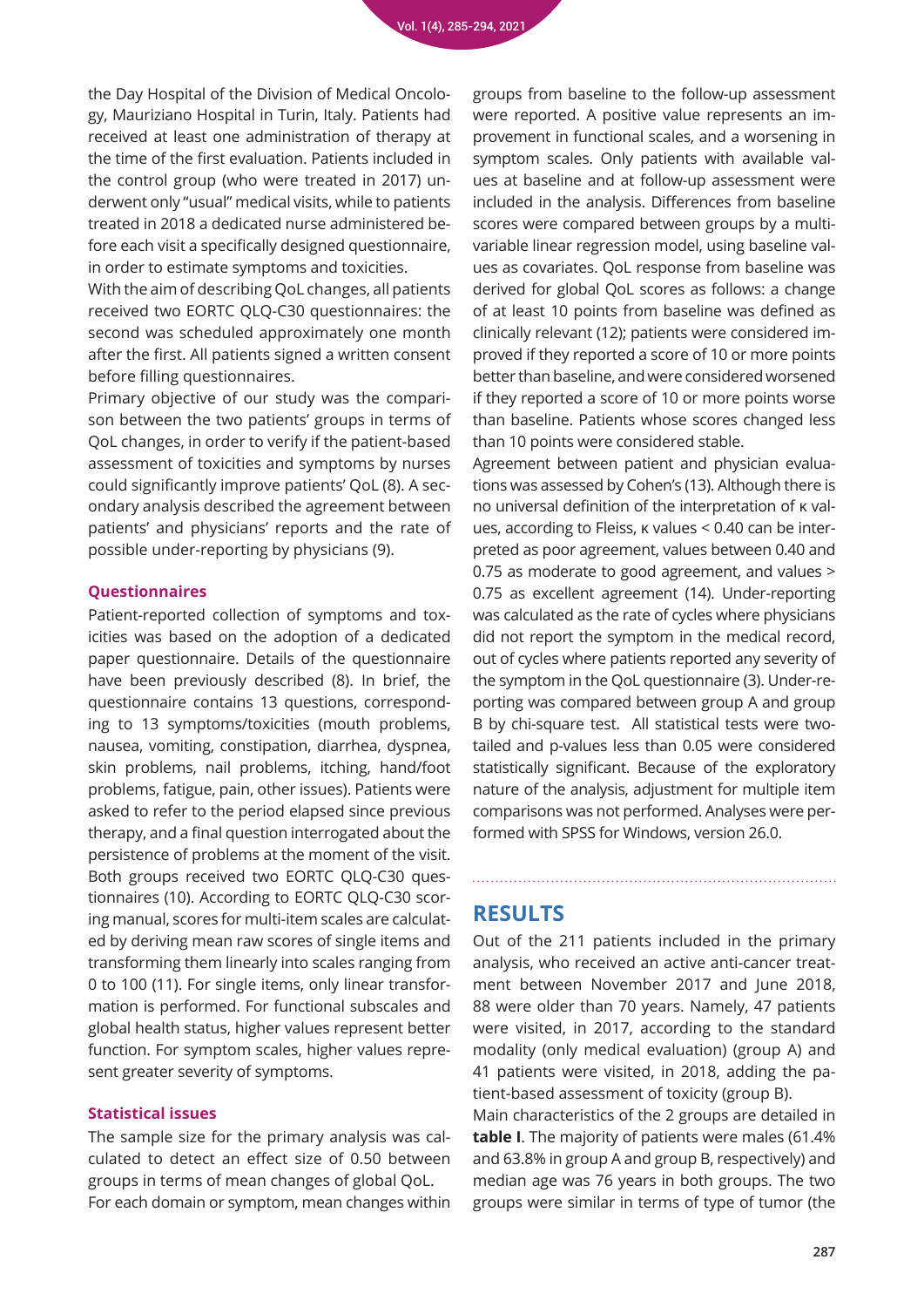the Day Hospital of the Division of Medical Oncology, Mauriziano Hospital in Turin, Italy. Patients had received at least one administration of therapy at the time of the first evaluation. Patients included in the control group (who were treated in 2017) underwent only "usual" medical visits, while to patients treated in 2018 a dedicated nurse administered before each visit a specifically designed questionnaire, in order to estimate symptoms and toxicities.

With the aim of describing QoL changes, all patients received two EORTC QLQ-C30 questionnaires: the second was scheduled approximately one month after the first. All patients signed a written consent before filling questionnaires.

Primary objective of our study was the comparison between the two patients' groups in terms of QoL changes, in order to verify if the patient-based assessment of toxicities and symptoms by nurses could significantly improve patients' QoL (8). A secondary analysis described the agreement between patients' and physicians' reports and the rate of possible under-reporting by physicians (9).

### Questionnaires

Patient-reported collection of symptoms and toxicities was based on the adoption of a dedicated paper questionnaire. Details of the questionnaire have been previously described (8). In brief, the questionnaire contains 13 questions, corresponding to 13 symptoms/toxicities (mouth problems, nausea, vomiting, constipation, diarrhea, dyspnea, skin problems, nail problems, itching, hand/foot problems, fatigue, pain, other issues). Patients were asked to refer to the period elapsed since previous therapy, and a final question interrogated about the persistence of problems at the moment of the visit. Both groups received two EORTC QLQ-C30 questionnaires (10). According to EORTC QLQ-C30 scoring manual, scores for multi-item scales are calculated by deriving mean raw scores of single items and transforming them linearly into scales ranging from 0 to 100 (11). For single items, only linear transformation is performed. For functional subscales and global health status, higher values represent better function. For symptom scales, higher values represent greater severity of symptoms.

### Statistical issues

The sample size for the primary analysis was calculated to detect an effect size of 0.50 between groups in terms of mean changes of global QoL.

For each domain or symptom, mean changes within groups from baseline to the follow-up assessment were reported. A positive value represents an improvement in functional scales, and a worsening in symptom scales. Only patients with available values at baseline and at follow-up assessment were included in the analysis. Differences from baseline scores were compared between groups by a multivariable linear regression model, using baseline values as covariates. QoL response from baseline was derived for global QoL scores as follows: a change of at least 10 points from baseline was defined as clinically relevant (12); patients were considered improved if they reported a score of 10 or more points better than baseline, and were considered worsened if they reported a score of 10 or more points worse than baseline. Patients whose scores changed less than 10 points were considered stable.

Agreement between patient and physician evaluations was assessed by Cohen's (13). Although there is no universal definition of the interpretation of κ values, according to Fleiss, κ values < 0.40 can be interpreted as poor agreement, values between 0.40 and 0.75 as moderate to good agreement, and values > 0.75 as excellent agreement (14). Under-reporting was calculated as the rate of cycles where physicians did not report the symptom in the medical record, out of cycles where patients reported any severity of the symptom in the QoL questionnaire (3). Under-reporting was compared between group A and group B by chi-square test. All statistical tests were two-tailed and p-values less than 0.05 were considered statistically significant. Because of the exploratory nature of the analysis, adjustment for multiple item comparisons was not performed. Analyses were performed with SPSS for Windows, version 26.0.

## RESULTS

Out of the 211 patients included in the primary analysis, who received an active anti-cancer treatment between November 2017 and June 2018, 88 were older than 70 years. Namely, 47 patients were visited, in 2017, according to the standard modality (only medical evaluation) (group A) and 41 patients were visited, in 2018, adding the patient-based assessment of toxicity (group B).

Main characteristics of the 2 groups are detailed in **table I**. The majority of patients were males (61.4% and 63.8% in group A and group B, respectively) and median age was 76 years in both groups. The two groups were similar in terms of type of tumor (the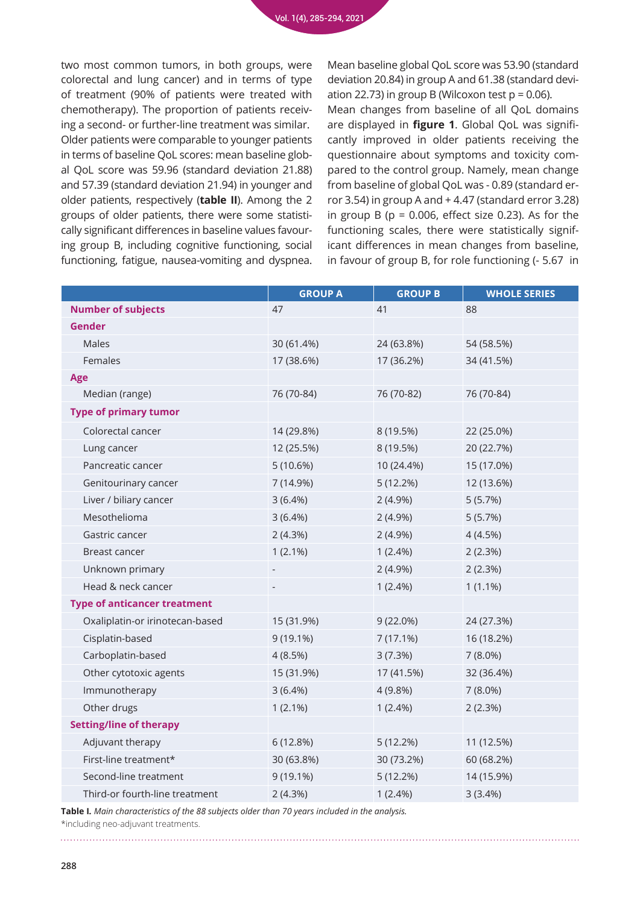two most common tumors, in both groups, were colorectal and lung cancer) and in terms of type of treatment (90% of patients were treated with chemotherapy). The proportion of patients receiving a second- or further-line treatment was similar.

Older patients were comparable to younger patients in terms of baseline QoL scores: mean baseline global QoL score was 59.96 (standard deviation 21.88) and 57.39 (standard deviation 21.94) in younger and older patients, respectively (**table II**). Among the 2 groups of older patients, there were some statistically significant differences in baseline values favouring group B, including cognitive functioning, social functioning, fatigue, nausea-vomiting and dyspnea.

Mean baseline global QoL score was 53.90 (standard deviation 20.84) in group A and 61.38 (standard deviation 22.73) in group B (Wilcoxon test p = 0.06).

Mean changes from baseline of all QoL domains are displayed in **figure 1**. Global QoL was significantly improved in older patients receiving the questionnaire about symptoms and toxicity compared to the control group. Namely, mean change from baseline of global QoL was - 0.89 (standard error 3.54) in group A and + 4.47 (standard error 3.28) in group B (p = 0.006, effect size 0.23). As for the functioning scales, there were statistically significant differences in mean changes from baseline, in favour of group B, for role functioning (- 5.67 in

| | GROUP A | GROUP B | WHOLE SERIES |
|---|---|---|---|
| **Number of subjects** | 47 | 41 | 88 |
| **Gender** | | | |
| Males | 30 (61.4%) | 24 (63.8%) | 54 (58.5%) |
| Females | 17 (38.6%) | 17 (36.2%) | 34 (41.5%) |
| **Age** | | | |
| Median (range) | 76 (70-84) | 76 (70-82) | 76 (70-84) |
| **Type of primary tumor** | | | |
| Colorectal cancer | 14 (29.8%) | 8 (19.5%) | 22 (25.0%) |
| Lung cancer | 12 (25.5%) | 8 (19.5%) | 20 (22.7%) |
| Pancreatic cancer | 5 (10.6%) | 10 (24.4%) | 15 (17.0%) |
| Genitourinary cancer | 7 (14.9%) | 5 (12.2%) | 12 (13.6%) |
| Liver / biliary cancer | 3 (6.4%) | 2 (4.9%) | 5 (5.7%) |
| Mesothelioma | 3 (6.4%) | 2 (4.9%) | 5 (5.7%) |
| Gastric cancer | 2 (4.3%) | 2 (4.9%) | 4 (4.5%) |
| Breast cancer | 1 (2.1%) | 1 (2.4%) | 2 (2.3%) |
| Unknown primary | - | 2 (4.9%) | 2 (2.3%) |
| Head & neck cancer | - | 1 (2.4%) | 1 (1.1%) |
| **Type of anticancer treatment** | | | |
| Oxaliplatin-or irinotecan-based | 15 (31.9%) | 9 (22.0%) | 24 (27.3%) |
| Cisplatin-based | 9 (19.1%) | 7 (17.1%) | 16 (18.2%) |
| Carboplatin-based | 4 (8.5%) | 3 (7.3%) | 7 (8.0%) |
| Other cytotoxic agents | 15 (31.9%) | 17 (41.5%) | 32 (36.4%) |
| Immunotherapy | 3 (6.4%) | 4 (9.8%) | 7 (8.0%) |
| Other drugs | 1 (2.1%) | 1 (2.4%) | 2 (2.3%) |
| **Setting/line of therapy** | | | |
| Adjuvant therapy | 6 (12.8%) | 5 (12.2%) | 11 (12.5%) |
| First-line treatment* | 30 (63.8%) | 30 (73.2%) | 60 (68.2%) |
| Second-line treatment | 9 (19.1%) | 5 (12.2%) | 14 (15.9%) |
| Third-or fourth-line treatment | 2 (4.3%) | 1 (2.4%) | 3 (3.4%) |

**Table I.** *Main characteristics of the 88 subjects older than 70 years included in the analysis.*
*including neo-adjuvant treatments.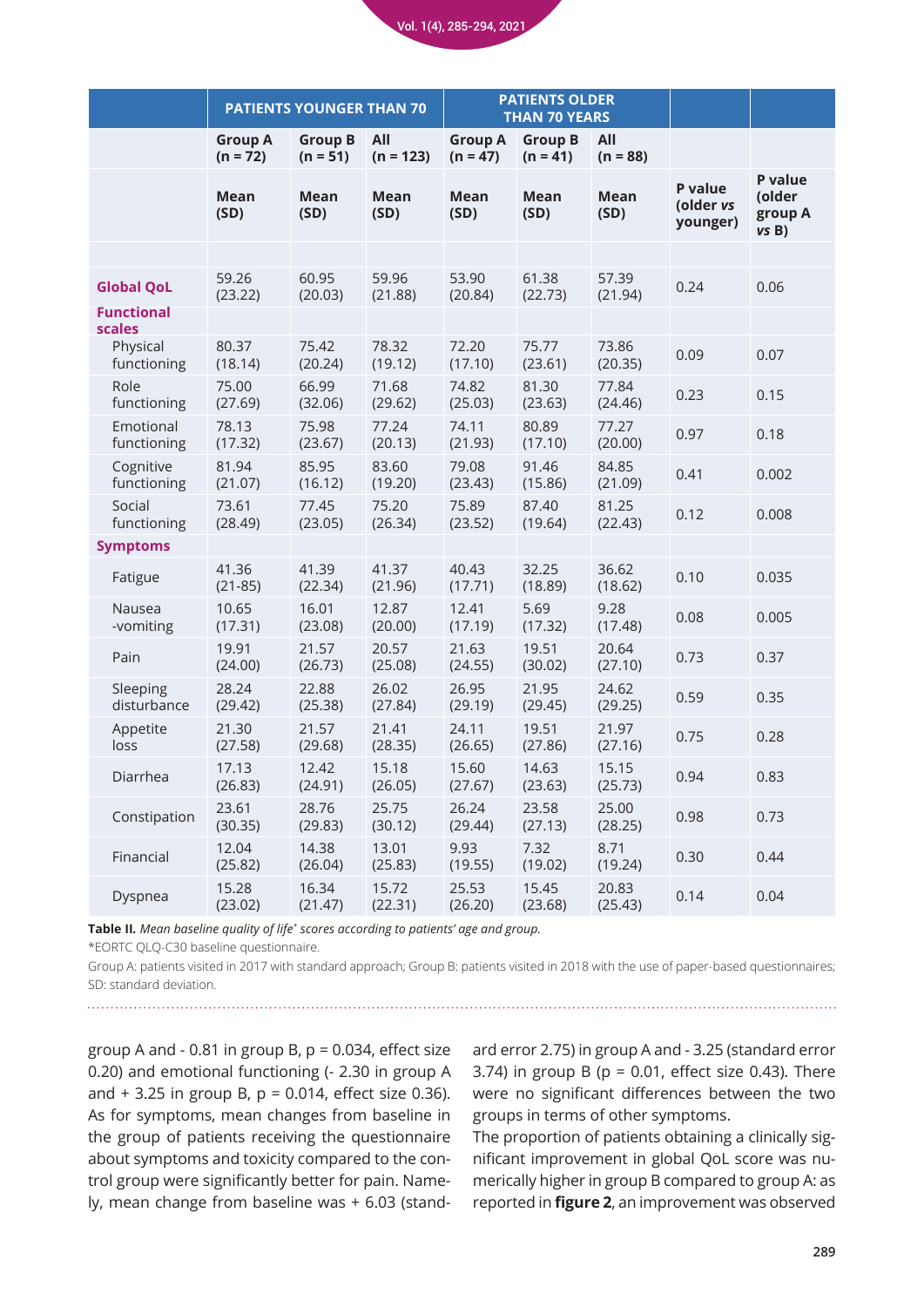|  | PATIENTS YOUNGER THAN 70 | | | PATIENTS OLDER THAN 70 YEARS | | |  |  |
|---|---|---|---|---|---|---|---|---|
|  | Group A (n = 72) | Group B (n = 51) | All (n = 123) | Group A (n = 47) | Group B (n = 41) | All (n = 88) |  |  |
|  | Mean (SD) | Mean (SD) | Mean (SD) | Mean (SD) | Mean (SD) | Mean (SD) | P value (older *vs* younger) | P value (older group A *vs* B) |
|  |  |  |  |  |  |  |  |  |
| **Global QoL** | 59.26 (23.22) | 60.95 (20.03) | 59.96 (21.88) | 53.90 (20.84) | 61.38 (22.73) | 57.39 (21.94) | 0.24 | 0.06 |
| **Functional scales** |  |  |  |  |  |  |  |  |
| Physical functioning | 80.37 (18.14) | 75.42 (20.24) | 78.32 (19.12) | 72.20 (17.10) | 75.77 (23.61) | 73.86 (20.35) | 0.09 | 0.07 |
| Role functioning | 75.00 (27.69) | 66.99 (32.06) | 71.68 (29.62) | 74.82 (25.03) | 81.30 (23.63) | 77.84 (24.46) | 0.23 | 0.15 |
| Emotional functioning | 78.13 (17.32) | 75.98 (23.67) | 77.24 (20.13) | 74.11 (21.93) | 80.89 (17.10) | 77.27 (20.00) | 0.97 | 0.18 |
| Cognitive functioning | 81.94 (21.07) | 85.95 (16.12) | 83.60 (19.20) | 79.08 (23.43) | 91.46 (15.86) | 84.85 (21.09) | 0.41 | 0.002 |
| Social functioning | 73.61 (28.49) | 77.45 (23.05) | 75.20 (26.34) | 75.89 (23.52) | 87.40 (19.64) | 81.25 (22.43) | 0.12 | 0.008 |
| **Symptoms** |  |  |  |  |  |  |  |  |
| Fatigue | 41.36 (21-85) | 41.39 (22.34) | 41.37 (21.96) | 40.43 (17.71) | 32.25 (18.89) | 36.62 (18.62) | 0.10 | 0.035 |
| Nausea -vomiting | 10.65 (17.31) | 16.01 (23.08) | 12.87 (20.00) | 12.41 (17.19) | 5.69 (17.32) | 9.28 (17.48) | 0.08 | 0.005 |
| Pain | 19.91 (24.00) | 21.57 (26.73) | 20.57 (25.08) | 21.63 (24.55) | 19.51 (30.02) | 20.64 (27.10) | 0.73 | 0.37 |
| Sleeping disturbance | 28.24 (29.42) | 22.88 (25.38) | 26.02 (27.84) | 26.95 (29.19) | 21.95 (29.45) | 24.62 (29.25) | 0.59 | 0.35 |
| Appetite loss | 21.30 (27.58) | 21.57 (29.68) | 21.41 (28.35) | 24.11 (26.65) | 19.51 (27.86) | 21.97 (27.16) | 0.75 | 0.28 |
| Diarrhea | 17.13 (26.83) | 12.42 (24.91) | 15.18 (26.05) | 15.60 (27.67) | 14.63 (23.63) | 15.15 (25.73) | 0.94 | 0.83 |
| Constipation | 23.61 (30.35) | 28.76 (29.83) | 25.75 (30.12) | 26.24 (29.44) | 23.58 (27.13) | 25.00 (28.25) | 0.98 | 0.73 |
| Financial | 12.04 (25.82) | 14.38 (26.04) | 13.01 (25.83) | 9.93 (19.55) | 7.32 (19.02) | 8.71 (19.24) | 0.30 | 0.44 |
| Dyspnea | 15.28 (23.02) | 16.34 (21.47) | 15.72 (22.31) | 25.53 (26.20) | 15.45 (23.68) | 20.83 (25.43) | 0.14 | 0.04 |

**Table II.** *Mean baseline quality of life\* scores according to patients' age and group.*

*EORTC QLQ-C30 baseline questionnaire.

Group A: patients visited in 2017 with standard approach; Group B: patients visited in 2018 with the use of paper-based questionnaires; SD: standard deviation.

group A and - 0.81 in group B, p = 0.034, effect size 0.20) and emotional functioning (- 2.30 in group A and + 3.25 in group B, p = 0.014, effect size 0.36). As for symptoms, mean changes from baseline in the group of patients receiving the questionnaire about symptoms and toxicity compared to the control group were significantly better for pain. Namely, mean change from baseline was + 6.03 (standard error 2.75) in group A and - 3.25 (standard error 3.74) in group B (p = 0.01, effect size 0.43). There were no significant differences between the two groups in terms of other symptoms.

The proportion of patients obtaining a clinically significant improvement in global QoL score was numerically higher in group B compared to group A: as reported in **figure 2**, an improvement was observed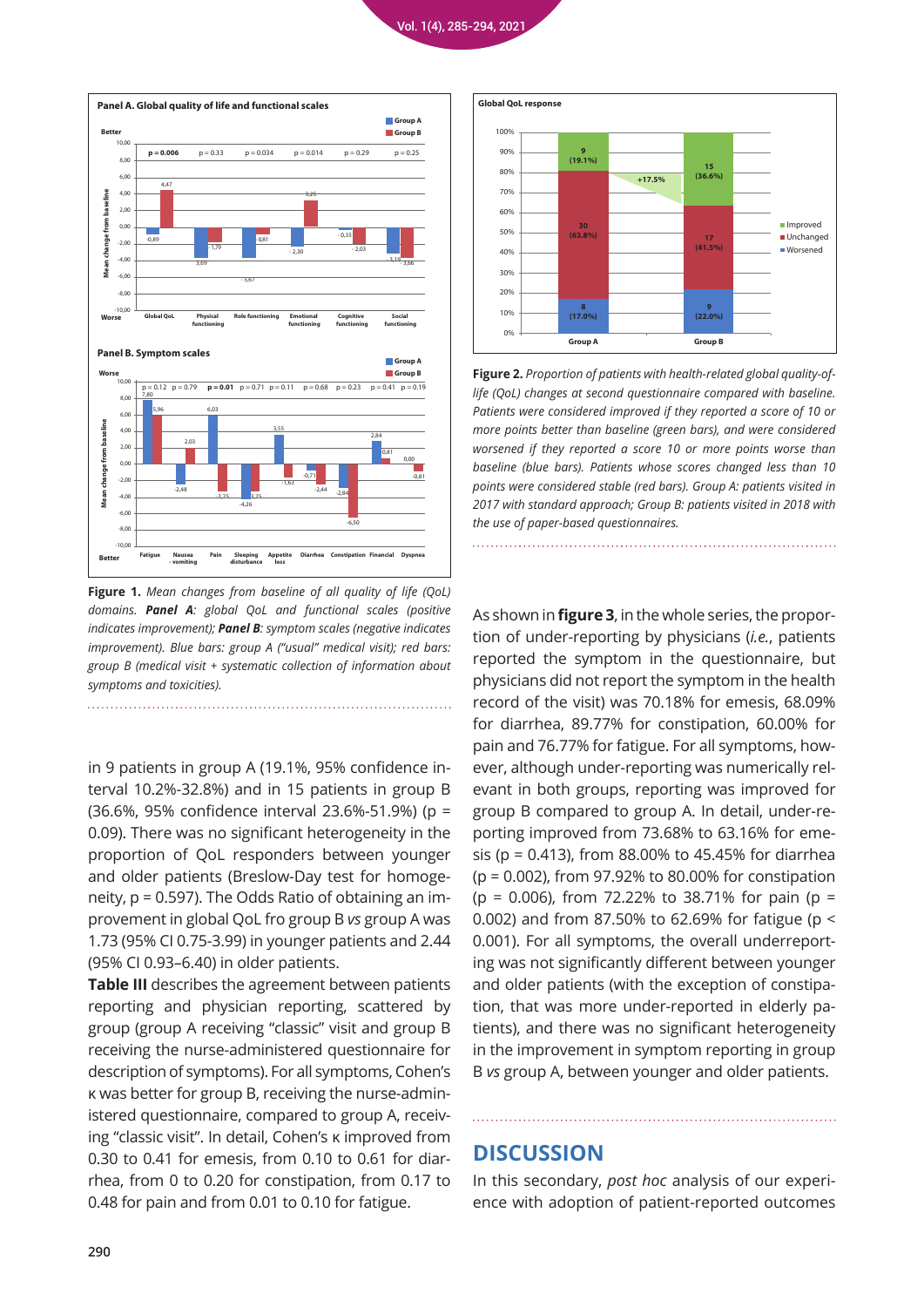**Figure 1.** *Mean changes from baseline of all quality of life (QoL) domains. **Panel A**: global QoL and functional scales (positive indicates improvement); **Panel B**: symptom scales (negative indicates improvement). Blue bars: group A ("usual" medical visit); red bars: group B (medical visit + systematic collection of information about symptoms and toxicities).*

**Figure 2.** *Proportion of patients with health-related global quality-of-life (QoL) changes at second questionnaire compared with baseline. Patients were considered improved if they reported a score of 10 or more points better than baseline (green bars), and were considered worsened if they reported a score 10 or more points worse than baseline (blue bars). Patients whose scores changed less than 10 points were considered stable (red bars). Group A: patients visited in 2017 with standard approach; Group B: patients visited in 2018 with the use of paper-based questionnaires.*

in 9 patients in group A (19.1%, 95% confidence interval 10.2%-32.8%) and in 15 patients in group B (36.6%, 95% confidence interval 23.6%-51.9%) (p = 0.09). There was no significant heterogeneity in the proportion of QoL responders between younger and older patients (Breslow-Day test for homogeneity, p = 0.597). The Odds Ratio of obtaining an improvement in global QoL fro group B *vs* group A was 1.73 (95% CI 0.75-3.99) in younger patients and 2.44 (95% CI 0.93–6.40) in older patients.

**Table III** describes the agreement between patients reporting and physician reporting, scattered by group (group A receiving "classic" visit and group B receiving the nurse-administered questionnaire for description of symptoms). For all symptoms, Cohen's κ was better for group B, receiving the nurse-administered questionnaire, compared to group A, receiving "classic visit". In detail, Cohen's κ improved from 0.30 to 0.41 for emesis, from 0.10 to 0.61 for diarrhea, from 0 to 0.20 for constipation, from 0.17 to 0.48 for pain and from 0.01 to 0.10 for fatigue.

As shown in **figure 3**, in the whole series, the proportion of under-reporting by physicians (*i.e.*, patients reported the symptom in the questionnaire, but physicians did not report the symptom in the health record of the visit) was 70.18% for emesis, 68.09% for diarrhea, 89.77% for constipation, 60.00% for pain and 76.77% for fatigue. For all symptoms, however, although under-reporting was numerically relevant in both groups, reporting was improved for group B compared to group A. In detail, under-reporting improved from 73.68% to 63.16% for emesis (p = 0.413), from 88.00% to 45.45% for diarrhea (p = 0.002), from 97.92% to 80.00% for constipation (p = 0.006), from 72.22% to 38.71% for pain (p = 0.002) and from 87.50% to 62.69% for fatigue (p < 0.001). For all symptoms, the overall underreporting was not significantly different between younger and older patients (with the exception of constipation, that was more under-reported in elderly patients), and there was no significant heterogeneity in the improvement in symptom reporting in group B *vs* group A, between younger and older patients.

## DISCUSSION

In this secondary, *post hoc* analysis of our experience with adoption of patient-reported outcomes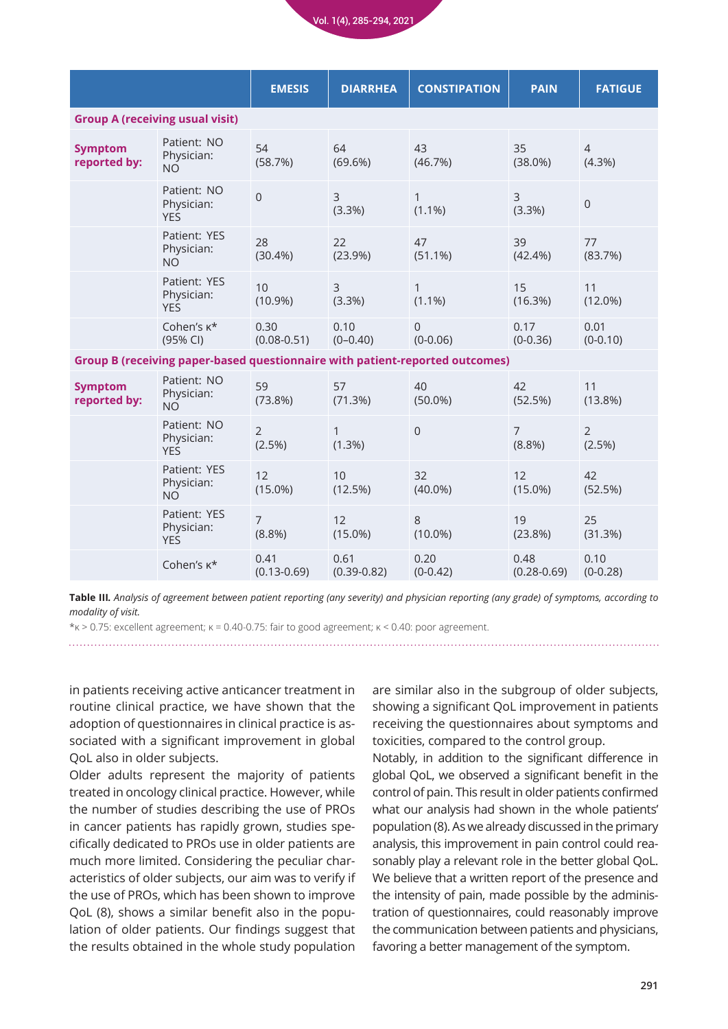| | | EMESIS | DIARRHEA | CONSTIPATION | PAIN | FATIGUE |
|---|---|---|---|---|---|---|
| **Group A (receiving usual visit)** | | | | | | |
| **Symptom reported by:** | Patient: NO Physician: NO | 54 (58.7%) | 64 (69.6%) | 43 (46.7%) | 35 (38.0%) | 4 (4.3%) |
| | Patient: NO Physician: YES | 0 | 3 (3.3%) | 1 (1.1%) | 3 (3.3%) | 0 |
| | Patient: YES Physician: NO | 28 (30.4%) | 22 (23.9%) | 47 (51.1%) | 39 (42.4%) | 77 (83.7%) |
| | Patient: YES Physician: YES | 10 (10.9%) | 3 (3.3%) | 1 (1.1%) | 15 (16.3%) | 11 (12.0%) |
| | Cohen's κ* (95% CI) | 0.30 (0.08-0.51) | 0.10 (0–0.40) | 0 (0-0.06) | 0.17 (0-0.36) | 0.01 (0-0.10) |
| **Group B (receiving paper-based questionnaire with patient-reported outcomes)** | | | | | | |
| **Symptom reported by:** | Patient: NO Physician: NO | 59 (73.8%) | 57 (71.3%) | 40 (50.0%) | 42 (52.5%) | 11 (13.8%) |
| | Patient: NO Physician: YES | 2 (2.5%) | 1 (1.3%) | 0 | 7 (8.8%) | 2 (2.5%) |
| | Patient: YES Physician: NO | 12 (15.0%) | 10 (12.5%) | 32 (40.0%) | 12 (15.0%) | 42 (52.5%) |
| | Patient: YES Physician: YES | 7 (8.8%) | 12 (15.0%) | 8 (10.0%) | 19 (23.8%) | 25 (31.3%) |
| | Cohen's κ* | 0.41 (0.13-0.69) | 0.61 (0.39-0.82) | 0.20 (0-0.42) | 0.48 (0.28-0.69) | 0.10 (0-0.28) |

**Table III.** *Analysis of agreement between patient reporting (any severity) and physician reporting (any grade) of symptoms, according to modality of visit.*

*κ > 0.75: excellent agreement; κ = 0.40-0.75: fair to good agreement; κ < 0.40: poor agreement.

in patients receiving active anticancer treatment in routine clinical practice, we have shown that the adoption of questionnaires in clinical practice is associated with a significant improvement in global QoL also in older subjects.

Older adults represent the majority of patients treated in oncology clinical practice. However, while the number of studies describing the use of PROs in cancer patients has rapidly grown, studies specifically dedicated to PROs use in older patients are much more limited. Considering the peculiar characteristics of older subjects, our aim was to verify if the use of PROs, which has been shown to improve QoL (8), shows a similar benefit also in the population of older patients. Our findings suggest that the results obtained in the whole study population are similar also in the subgroup of older subjects, showing a significant QoL improvement in patients receiving the questionnaires about symptoms and toxicities, compared to the control group.

Notably, in addition to the significant difference in global QoL, we observed a significant benefit in the control of pain. This result in older patients confirmed what our analysis had shown in the whole patients' population (8). As we already discussed in the primary analysis, this improvement in pain control could reasonably play a relevant role in the better global QoL. We believe that a written report of the presence and the intensity of pain, made possible by the administration of questionnaires, could reasonably improve the communication between patients and physicians, favoring a better management of the symptom.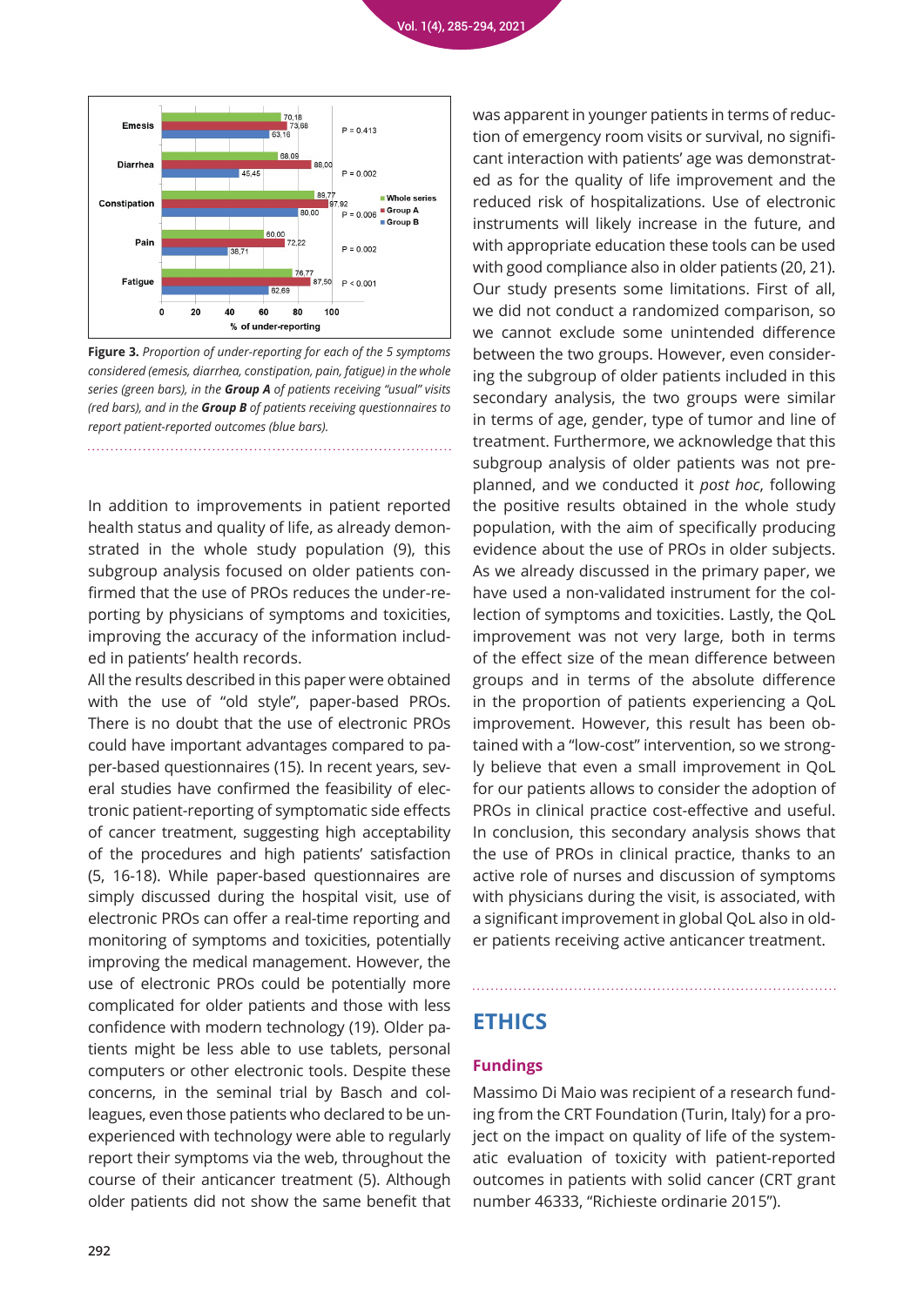**Figure 3.** *Proportion of under-reporting for each of the 5 symptoms considered (emesis, diarrhea, constipation, pain, fatigue) in the whole series (green bars), in the* ***Group A*** *of patients receiving "usual" visits (red bars), and in the* ***Group B*** *of patients receiving questionnaires to report patient-reported outcomes (blue bars).*

In addition to improvements in patient reported health status and quality of life, as already demonstrated in the whole study population (9), this subgroup analysis focused on older patients confirmed that the use of PROs reduces the under-reporting by physicians of symptoms and toxicities, improving the accuracy of the information included in patients' health records.

All the results described in this paper were obtained with the use of "old style", paper-based PROs. There is no doubt that the use of electronic PROs could have important advantages compared to paper-based questionnaires (15). In recent years, several studies have confirmed the feasibility of electronic patient-reporting of symptomatic side effects of cancer treatment, suggesting high acceptability of the procedures and high patients' satisfaction (5, 16-18). While paper-based questionnaires are simply discussed during the hospital visit, use of electronic PROs can offer a real-time reporting and monitoring of symptoms and toxicities, potentially improving the medical management. However, the use of electronic PROs could be potentially more complicated for older patients and those with less confidence with modern technology (19). Older patients might be less able to use tablets, personal computers or other electronic tools. Despite these concerns, in the seminal trial by Basch and colleagues, even those patients who declared to be unexperienced with technology were able to regularly report their symptoms via the web, throughout the course of their anticancer treatment (5). Although older patients did not show the same benefit that was apparent in younger patients in terms of reduction of emergency room visits or survival, no significant interaction with patients' age was demonstrated as for the quality of life improvement and the reduced risk of hospitalizations. Use of electronic instruments will likely increase in the future, and with appropriate education these tools can be used with good compliance also in older patients (20, 21).

Our study presents some limitations. First of all, we did not conduct a randomized comparison, so we cannot exclude some unintended difference between the two groups. However, even considering the subgroup of older patients included in this secondary analysis, the two groups were similar in terms of age, gender, type of tumor and line of treatment. Furthermore, we acknowledge that this subgroup analysis of older patients was not pre-planned, and we conducted it *post hoc*, following the positive results obtained in the whole study population, with the aim of specifically producing evidence about the use of PROs in older subjects. As we already discussed in the primary paper, we have used a non-validated instrument for the collection of symptoms and toxicities. Lastly, the QoL improvement was not very large, both in terms of the effect size of the mean difference between groups and in terms of the absolute difference in the proportion of patients experiencing a QoL improvement. However, this result has been obtained with a "low-cost" intervention, so we strongly believe that even a small improvement in QoL for our patients allows to consider the adoption of PROs in clinical practice cost-effective and useful.

In conclusion, this secondary analysis shows that the use of PROs in clinical practice, thanks to an active role of nurses and discussion of symptoms with physicians during the visit, is associated, with a significant improvement in global QoL also in older patients receiving active anticancer treatment.

## ETHICS

### Fundings

Massimo Di Maio was recipient of a research funding from the CRT Foundation (Turin, Italy) for a project on the impact on quality of life of the systematic evaluation of toxicity with patient-reported outcomes in patients with solid cancer (CRT grant number 46333, "Richieste ordinarie 2015").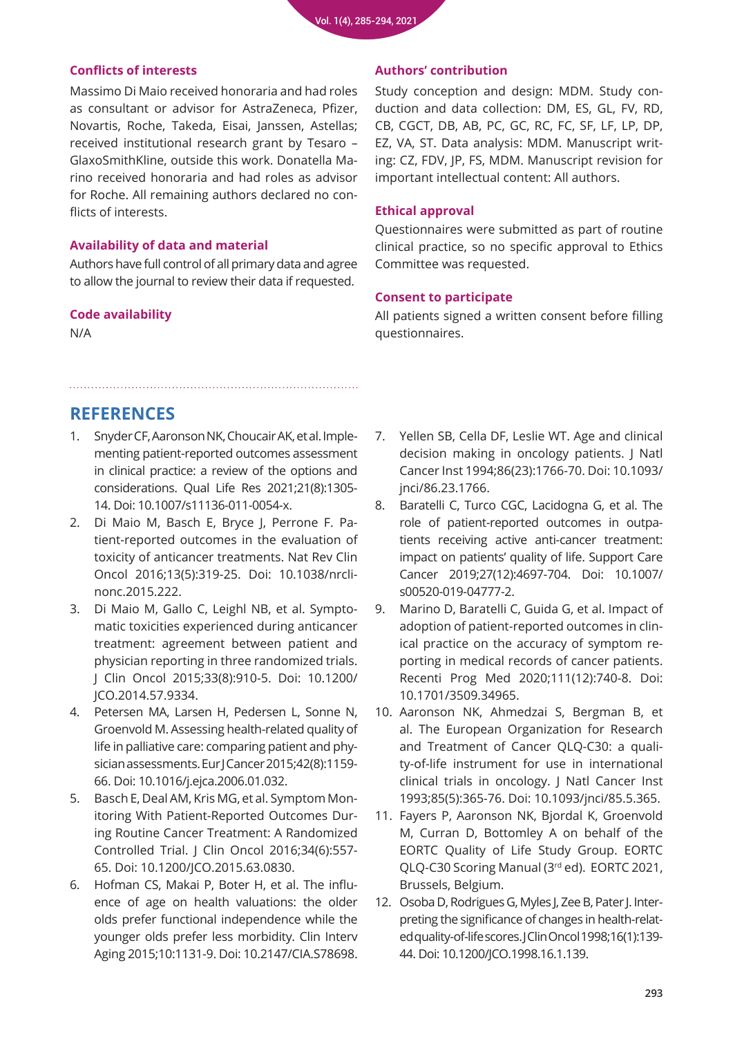## Conflicts of interests

Massimo Di Maio received honoraria and had roles as consultant or advisor for AstraZeneca, Pfizer, Novartis, Roche, Takeda, Eisai, Janssen, Astellas; received institutional research grant by Tesaro – GlaxoSmithKline, outside this work. Donatella Marino received honoraria and had roles as advisor for Roche. All remaining authors declared no conflicts of interests.

## Availability of data and material

Authors have full control of all primary data and agree to allow the journal to review their data if requested.

## Code availability

N/A

## Authors' contribution

Study conception and design: MDM. Study conduction and data collection: DM, ES, GL, FV, RD, CB, CGCT, DB, AB, PC, GC, RC, FC, SF, LF, LP, DP, EZ, VA, ST. Data analysis: MDM. Manuscript writing: CZ, FDV, JP, FS, MDM. Manuscript revision for important intellectual content: All authors.

## Ethical approval

Questionnaires were submitted as part of routine clinical practice, so no specific approval to Ethics Committee was requested.

## Consent to participate

All patients signed a written consent before filling questionnaires.

# REFERENCES

1. Snyder CF, Aaronson NK, Choucair AK, et al. Implementing patient-reported outcomes assessment in clinical practice: a review of the options and considerations. Qual Life Res 2021;21(8):1305-14. Doi: 10.1007/s11136-011-0054-x.
2. Di Maio M, Basch E, Bryce J, Perrone F. Patient-reported outcomes in the evaluation of toxicity of anticancer treatments. Nat Rev Clin Oncol 2016;13(5):319-25. Doi: 10.1038/nrclinonc.2015.222.
3. Di Maio M, Gallo C, Leighl NB, et al. Symptomatic toxicities experienced during anticancer treatment: agreement between patient and physician reporting in three randomized trials. J Clin Oncol 2015;33(8):910-5. Doi: 10.1200/JCO.2014.57.9334.
4. Petersen MA, Larsen H, Pedersen L, Sonne N, Groenvold M. Assessing health-related quality of life in palliative care: comparing patient and physician assessments. Eur J Cancer 2015;42(8):1159-66. Doi: 10.1016/j.ejca.2006.01.032.
5. Basch E, Deal AM, Kris MG, et al. Symptom Monitoring With Patient-Reported Outcomes During Routine Cancer Treatment: A Randomized Controlled Trial. J Clin Oncol 2016;34(6):557-65. Doi: 10.1200/JCO.2015.63.0830.
6. Hofman CS, Makai P, Boter H, et al. The influence of age on health valuations: the older olds prefer functional independence while the younger olds prefer less morbidity. Clin Interv Aging 2015;10:1131-9. Doi: 10.2147/CIA.S78698.
7. Yellen SB, Cella DF, Leslie WT. Age and clinical decision making in oncology patients. J Natl Cancer Inst 1994;86(23):1766-70. Doi: 10.1093/jnci/86.23.1766.
8. Baratelli C, Turco CGC, Lacidogna G, et al. The role of patient-reported outcomes in outpatients receiving active anti-cancer treatment: impact on patients' quality of life. Support Care Cancer 2019;27(12):4697-704. Doi: 10.1007/s00520-019-04777-2.
9. Marino D, Baratelli C, Guida G, et al. Impact of adoption of patient-reported outcomes in clinical practice on the accuracy of symptom reporting in medical records of cancer patients. Recenti Prog Med 2020;111(12):740-8. Doi: 10.1701/3509.34965.
10. Aaronson NK, Ahmedzai S, Bergman B, et al. The European Organization for Research and Treatment of Cancer QLQ-C30: a quality-of-life instrument for use in international clinical trials in oncology. J Natl Cancer Inst 1993;85(5):365-76. Doi: 10.1093/jnci/85.5.365.
11. Fayers P, Aaronson NK, Bjordal K, Groenvold M, Curran D, Bottomley A on behalf of the EORTC Quality of Life Study Group. EORTC QLQ-C30 Scoring Manual (3rd ed). EORTC 2021, Brussels, Belgium.
12. Osoba D, Rodrigues G, Myles J, Zee B, Pater J. Interpreting the significance of changes in health-related quality-of-life scores. J Clin Oncol 1998;16(1):139-44. Doi: 10.1200/JCO.1998.16.1.139.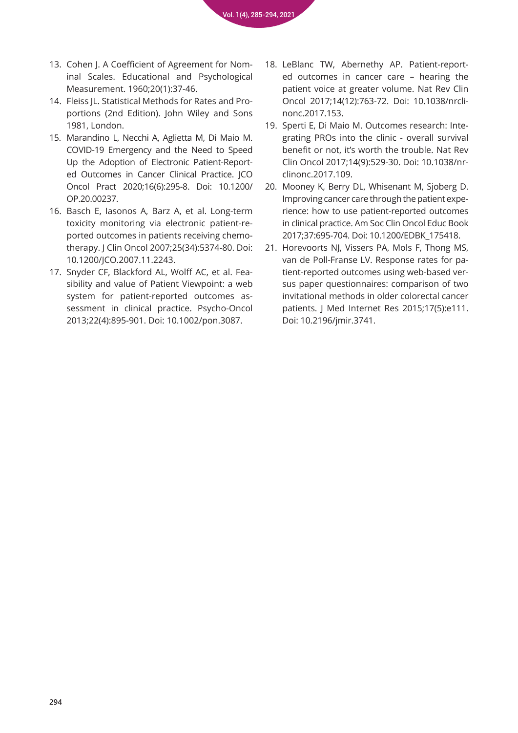13. Cohen J. A Coefficient of Agreement for Nominal Scales. Educational and Psychological Measurement. 1960;20(1):37-46.
14. Fleiss JL. Statistical Methods for Rates and Proportions (2nd Edition). John Wiley and Sons 1981, London.
15. Marandino L, Necchi A, Aglietta M, Di Maio M. COVID-19 Emergency and the Need to Speed Up the Adoption of Electronic Patient-Reported Outcomes in Cancer Clinical Practice. JCO Oncol Pract 2020;16(6):295-8. Doi: 10.1200/OP.20.00237.
16. Basch E, Iasonos A, Barz A, et al. Long-term toxicity monitoring via electronic patient-reported outcomes in patients receiving chemotherapy. J Clin Oncol 2007;25(34):5374-80. Doi: 10.1200/JCO.2007.11.2243.
17. Snyder CF, Blackford AL, Wolff AC, et al. Feasibility and value of Patient Viewpoint: a web system for patient-reported outcomes assessment in clinical practice. Psycho-Oncol 2013;22(4):895-901. Doi: 10.1002/pon.3087.
18. LeBlanc TW, Abernethy AP. Patient-reported outcomes in cancer care – hearing the patient voice at greater volume. Nat Rev Clin Oncol 2017;14(12):763-72. Doi: 10.1038/nrclinonc.2017.153.
19. Sperti E, Di Maio M. Outcomes research: Integrating PROs into the clinic - overall survival benefit or not, it's worth the trouble. Nat Rev Clin Oncol 2017;14(9):529-30. Doi: 10.1038/nrclinonc.2017.109.
20. Mooney K, Berry DL, Whisenant M, Sjoberg D. Improving cancer care through the patient experience: how to use patient-reported outcomes in clinical practice. Am Soc Clin Oncol Educ Book 2017;37:695-704. Doi: 10.1200/EDBK_175418.
21. Horevoorts NJ, Vissers PA, Mols F, Thong MS, van de Poll-Franse LV. Response rates for patient-reported outcomes using web-based versus paper questionnaires: comparison of two invitational methods in older colorectal cancer patients. J Med Internet Res 2015;17(5):e111. Doi: 10.2196/jmir.3741.